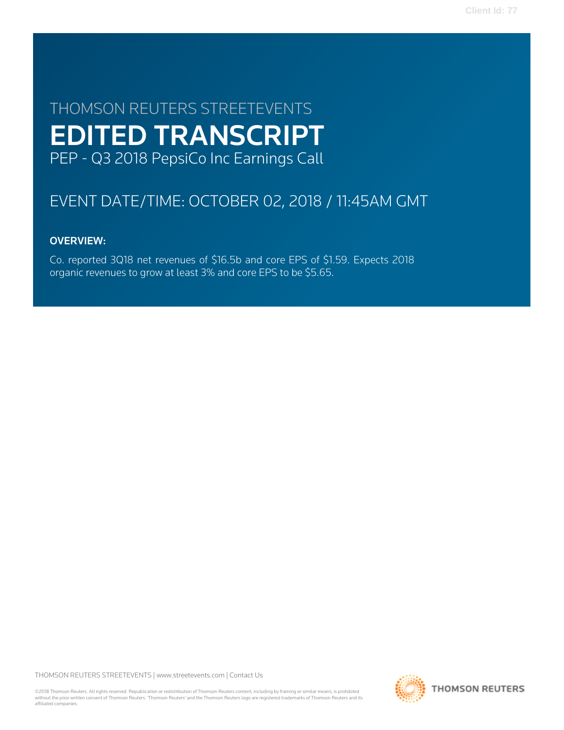THOMSON REUTERS STREETEVENTS

# EDITED TRANSCRIPT

PEP - Q3 2018 PepsiCo Inc Earnings Call

## EVENT DATE/TIME: OCTOBER 02, 2018 / 11:45AM GMT

### OVERVIEW:

Co. reported 3Q18 net revenues of $16.5b and core EPS of $1.59. Expects 2018 organic revenues to grow at least 3% and core EPS to be $5.65.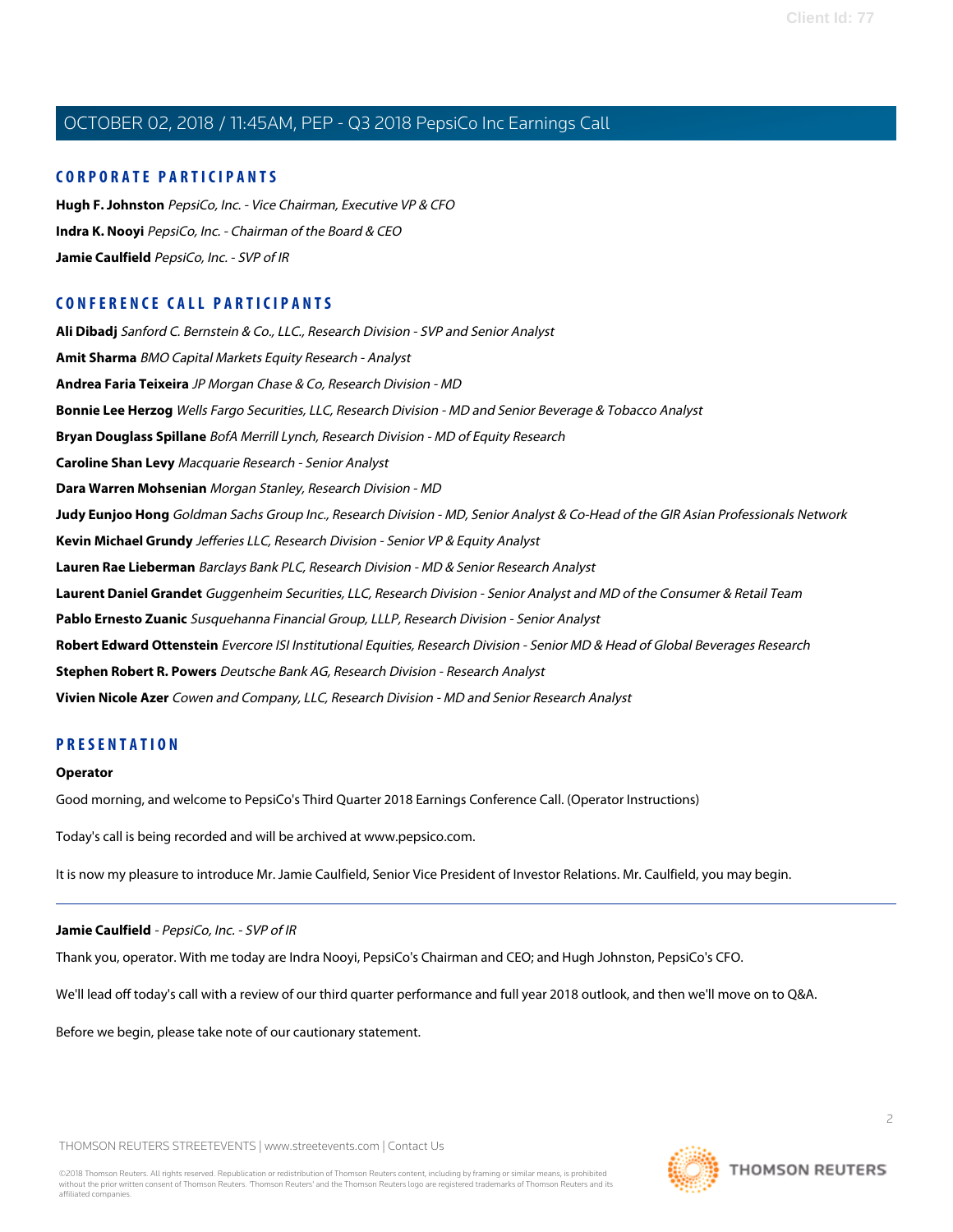## CORPORATE PARTICIPANTS

**Hugh F. Johnston** *PepsiCo, Inc. - Vice Chairman, Executive VP & CFO*

**Indra K. Nooyi** *PepsiCo, Inc. - Chairman of the Board & CEO*

**Jamie Caulfield** *PepsiCo, Inc. - SVP of IR*

## CONFERENCE CALL PARTICIPANTS

**Ali Dibadj** *Sanford C. Bernstein & Co., LLC., Research Division - SVP and Senior Analyst*

**Amit Sharma** *BMO Capital Markets Equity Research - Analyst*

**Andrea Faria Teixeira** *JP Morgan Chase & Co, Research Division - MD*

**Bonnie Lee Herzog** *Wells Fargo Securities, LLC, Research Division - MD and Senior Beverage & Tobacco Analyst*

**Bryan Douglass Spillane** *BofA Merrill Lynch, Research Division - MD of Equity Research*

**Caroline Shan Levy** *Macquarie Research - Senior Analyst*

**Dara Warren Mohsenian** *Morgan Stanley, Research Division - MD*

**Judy Eunjoo Hong** *Goldman Sachs Group Inc., Research Division - MD, Senior Analyst & Co-Head of the GIR Asian Professionals Network*

**Kevin Michael Grundy** *Jefferies LLC, Research Division - Senior VP & Equity Analyst*

**Lauren Rae Lieberman** *Barclays Bank PLC, Research Division - MD & Senior Research Analyst*

**Laurent Daniel Grandet** *Guggenheim Securities, LLC, Research Division - Senior Analyst and MD of the Consumer & Retail Team*

**Pablo Ernesto Zuanic** *Susquehanna Financial Group, LLLP, Research Division - Senior Analyst*

**Robert Edward Ottenstein** *Evercore ISI Institutional Equities, Research Division - Senior MD & Head of Global Beverages Research*

**Stephen Robert R. Powers** *Deutsche Bank AG, Research Division - Research Analyst*

**Vivien Nicole Azer** *Cowen and Company, LLC, Research Division - MD and Senior Research Analyst*

## PRESENTATION

**Operator**

Good morning, and welcome to PepsiCo's Third Quarter 2018 Earnings Conference Call. (Operator Instructions)

Today's call is being recorded and will be archived at www.pepsico.com.

It is now my pleasure to introduce Mr. Jamie Caulfield, Senior Vice President of Investor Relations. Mr. Caulfield, you may begin.

---

**Jamie Caulfield** - *PepsiCo, Inc. - SVP of IR*

Thank you, operator. With me today are Indra Nooyi, PepsiCo's Chairman and CEO; and Hugh Johnston, PepsiCo's CFO.

We'll lead off today's call with a review of our third quarter performance and full year 2018 outlook, and then we'll move on to Q&A.

Before we begin, please take note of our cautionary statement.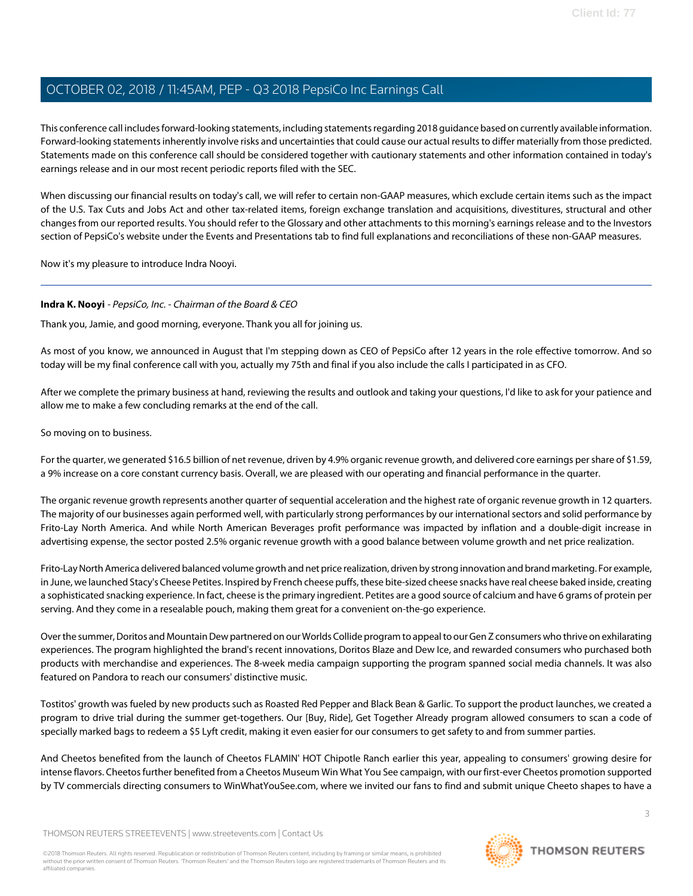This conference call includes forward-looking statements, including statements regarding 2018 guidance based on currently available information. Forward-looking statements inherently involve risks and uncertainties that could cause our actual results to differ materially from those predicted. Statements made on this conference call should be considered together with cautionary statements and other information contained in today's earnings release and in our most recent periodic reports filed with the SEC.

When discussing our financial results on today's call, we will refer to certain non-GAAP measures, which exclude certain items such as the impact of the U.S. Tax Cuts and Jobs Act and other tax-related items, foreign exchange translation and acquisitions, divestitures, structural and other changes from our reported results. You should refer to the Glossary and other attachments to this morning's earnings release and to the Investors section of PepsiCo's website under the Events and Presentations tab to find full explanations and reconciliations of these non-GAAP measures.

Now it's my pleasure to introduce Indra Nooyi.

---

**Indra K. Nooyi** - *PepsiCo, Inc. - Chairman of the Board & CEO*

Thank you, Jamie, and good morning, everyone. Thank you all for joining us.

As most of you know, we announced in August that I'm stepping down as CEO of PepsiCo after 12 years in the role effective tomorrow. And so today will be my final conference call with you, actually my 75th and final if you also include the calls I participated in as CFO.

After we complete the primary business at hand, reviewing the results and outlook and taking your questions, I'd like to ask for your patience and allow me to make a few concluding remarks at the end of the call.

So moving on to business.

For the quarter, we generated $16.5 billion of net revenue, driven by 4.9% organic revenue growth, and delivered core earnings per share of $1.59, a 9% increase on a core constant currency basis. Overall, we are pleased with our operating and financial performance in the quarter.

The organic revenue growth represents another quarter of sequential acceleration and the highest rate of organic revenue growth in 12 quarters. The majority of our businesses again performed well, with particularly strong performances by our international sectors and solid performance by Frito-Lay North America. And while North American Beverages profit performance was impacted by inflation and a double-digit increase in advertising expense, the sector posted 2.5% organic revenue growth with a good balance between volume growth and net price realization.

Frito-Lay North America delivered balanced volume growth and net price realization, driven by strong innovation and brand marketing. For example, in June, we launched Stacy's Cheese Petites. Inspired by French cheese puffs, these bite-sized cheese snacks have real cheese baked inside, creating a sophisticated snacking experience. In fact, cheese is the primary ingredient. Petites are a good source of calcium and have 6 grams of protein per serving. And they come in a resealable pouch, making them great for a convenient on-the-go experience.

Over the summer, Doritos and Mountain Dew partnered on our Worlds Collide program to appeal to our Gen Z consumers who thrive on exhilarating experiences. The program highlighted the brand's recent innovations, Doritos Blaze and Dew Ice, and rewarded consumers who purchased both products with merchandise and experiences. The 8-week media campaign supporting the program spanned social media channels. It was also featured on Pandora to reach our consumers' distinctive music.

Tostitos' growth was fueled by new products such as Roasted Red Pepper and Black Bean & Garlic. To support the product launches, we created a program to drive trial during the summer get-togethers. Our [Buy, Ride], Get Together Already program allowed consumers to scan a code of specially marked bags to redeem a $5 Lyft credit, making it even easier for our consumers to get safety to and from summer parties.

And Cheetos benefited from the launch of Cheetos FLAMIN' HOT Chipotle Ranch earlier this year, appealing to consumers' growing desire for intense flavors. Cheetos further benefited from a Cheetos Museum Win What You See campaign, with our first-ever Cheetos promotion supported by TV commercials directing consumers to WinWhatYouSee.com, where we invited our fans to find and submit unique Cheeto shapes to have a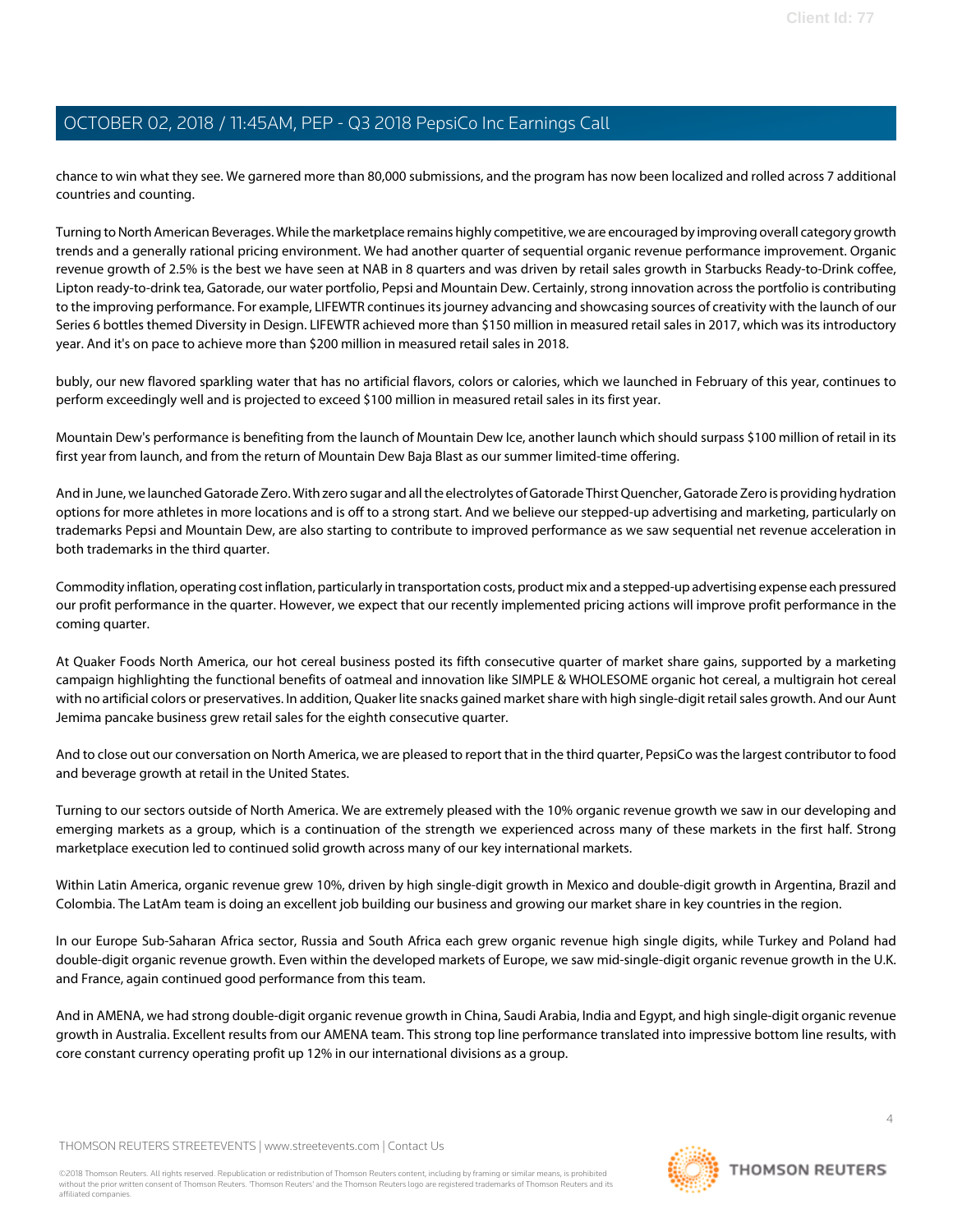chance to win what they see. We garnered more than 80,000 submissions, and the program has now been localized and rolled across 7 additional countries and counting.

Turning to North American Beverages. While the marketplace remains highly competitive, we are encouraged by improving overall category growth trends and a generally rational pricing environment. We had another quarter of sequential organic revenue performance improvement. Organic revenue growth of 2.5% is the best we have seen at NAB in 8 quarters and was driven by retail sales growth in Starbucks Ready-to-Drink coffee, Lipton ready-to-drink tea, Gatorade, our water portfolio, Pepsi and Mountain Dew. Certainly, strong innovation across the portfolio is contributing to the improving performance. For example, LIFEWTR continues its journey advancing and showcasing sources of creativity with the launch of our Series 6 bottles themed Diversity in Design. LIFEWTR achieved more than $150 million in measured retail sales in 2017, which was its introductory year. And it's on pace to achieve more than $200 million in measured retail sales in 2018.

bubly, our new flavored sparkling water that has no artificial flavors, colors or calories, which we launched in February of this year, continues to perform exceedingly well and is projected to exceed $100 million in measured retail sales in its first year.

Mountain Dew's performance is benefiting from the launch of Mountain Dew Ice, another launch which should surpass $100 million of retail in its first year from launch, and from the return of Mountain Dew Baja Blast as our summer limited-time offering.

And in June, we launched Gatorade Zero. With zero sugar and all the electrolytes of Gatorade Thirst Quencher, Gatorade Zero is providing hydration options for more athletes in more locations and is off to a strong start. And we believe our stepped-up advertising and marketing, particularly on trademarks Pepsi and Mountain Dew, are also starting to contribute to improved performance as we saw sequential net revenue acceleration in both trademarks in the third quarter.

Commodity inflation, operating cost inflation, particularly in transportation costs, product mix and a stepped-up advertising expense each pressured our profit performance in the quarter. However, we expect that our recently implemented pricing actions will improve profit performance in the coming quarter.

At Quaker Foods North America, our hot cereal business posted its fifth consecutive quarter of market share gains, supported by a marketing campaign highlighting the functional benefits of oatmeal and innovation like SIMPLE & WHOLESOME organic hot cereal, a multigrain hot cereal with no artificial colors or preservatives. In addition, Quaker lite snacks gained market share with high single-digit retail sales growth. And our Aunt Jemima pancake business grew retail sales for the eighth consecutive quarter.

And to close out our conversation on North America, we are pleased to report that in the third quarter, PepsiCo was the largest contributor to food and beverage growth at retail in the United States.

Turning to our sectors outside of North America. We are extremely pleased with the 10% organic revenue growth we saw in our developing and emerging markets as a group, which is a continuation of the strength we experienced across many of these markets in the first half. Strong marketplace execution led to continued solid growth across many of our key international markets.

Within Latin America, organic revenue grew 10%, driven by high single-digit growth in Mexico and double-digit growth in Argentina, Brazil and Colombia. The LatAm team is doing an excellent job building our business and growing our market share in key countries in the region.

In our Europe Sub-Saharan Africa sector, Russia and South Africa each grew organic revenue high single digits, while Turkey and Poland had double-digit organic revenue growth. Even within the developed markets of Europe, we saw mid-single-digit organic revenue growth in the U.K. and France, again continued good performance from this team.

And in AMENA, we had strong double-digit organic revenue growth in China, Saudi Arabia, India and Egypt, and high single-digit organic revenue growth in Australia. Excellent results from our AMENA team. This strong top line performance translated into impressive bottom line results, with core constant currency operating profit up 12% in our international divisions as a group.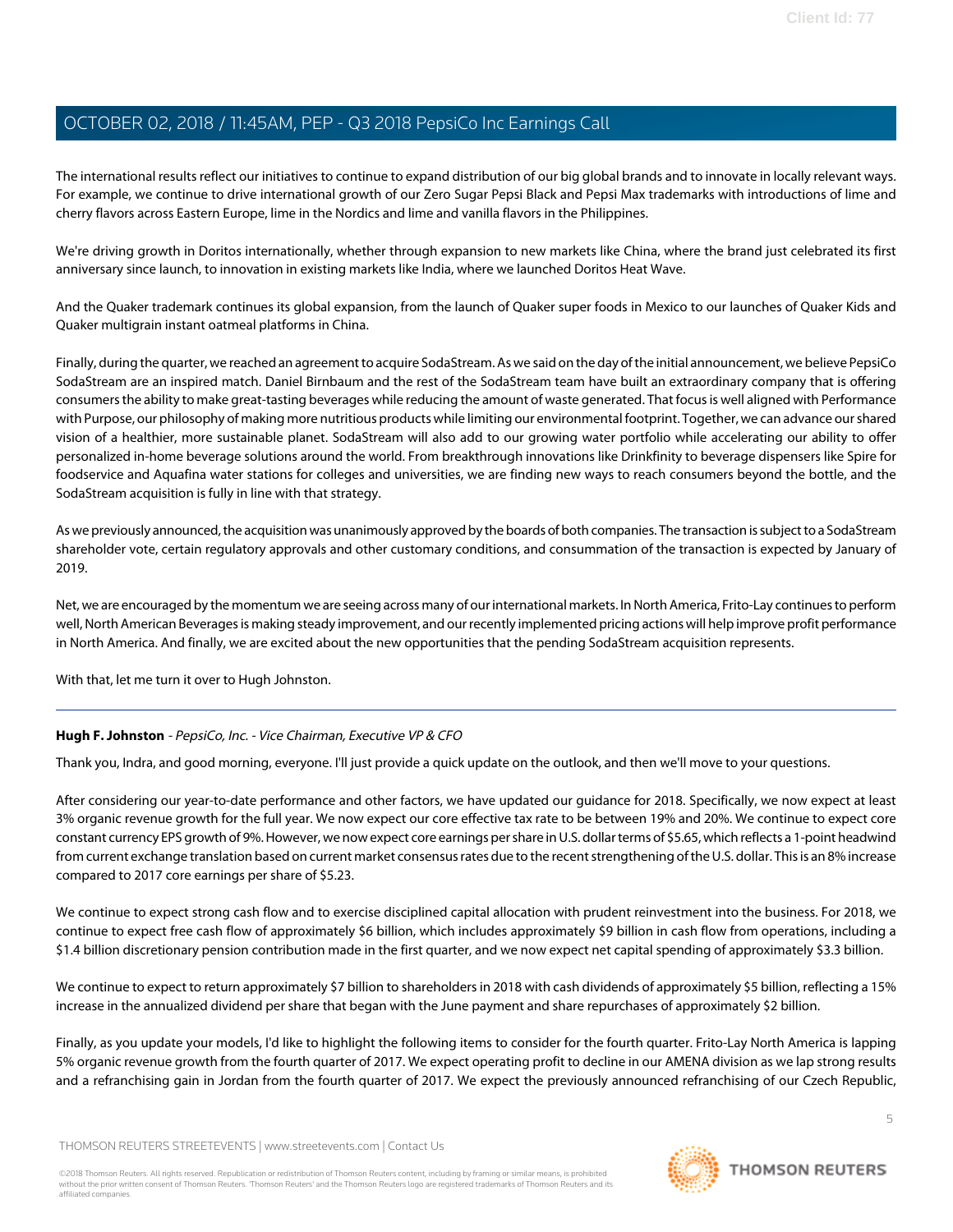The international results reflect our initiatives to continue to expand distribution of our big global brands and to innovate in locally relevant ways. For example, we continue to drive international growth of our Zero Sugar Pepsi Black and Pepsi Max trademarks with introductions of lime and cherry flavors across Eastern Europe, lime in the Nordics and lime and vanilla flavors in the Philippines.

We're driving growth in Doritos internationally, whether through expansion to new markets like China, where the brand just celebrated its first anniversary since launch, to innovation in existing markets like India, where we launched Doritos Heat Wave.

And the Quaker trademark continues its global expansion, from the launch of Quaker super foods in Mexico to our launches of Quaker Kids and Quaker multigrain instant oatmeal platforms in China.

Finally, during the quarter, we reached an agreement to acquire SodaStream. As we said on the day of the initial announcement, we believe PepsiCo SodaStream are an inspired match. Daniel Birnbaum and the rest of the SodaStream team have built an extraordinary company that is offering consumers the ability to make great-tasting beverages while reducing the amount of waste generated. That focus is well aligned with Performance with Purpose, our philosophy of making more nutritious products while limiting our environmental footprint. Together, we can advance our shared vision of a healthier, more sustainable planet. SodaStream will also add to our growing water portfolio while accelerating our ability to offer personalized in-home beverage solutions around the world. From breakthrough innovations like Drinkfinity to beverage dispensers like Spire for foodservice and Aquafina water stations for colleges and universities, we are finding new ways to reach consumers beyond the bottle, and the SodaStream acquisition is fully in line with that strategy.

As we previously announced, the acquisition was unanimously approved by the boards of both companies. The transaction is subject to a SodaStream shareholder vote, certain regulatory approvals and other customary conditions, and consummation of the transaction is expected by January of 2019.

Net, we are encouraged by the momentum we are seeing across many of our international markets. In North America, Frito-Lay continues to perform well, North American Beverages is making steady improvement, and our recently implemented pricing actions will help improve profit performance in North America. And finally, we are excited about the new opportunities that the pending SodaStream acquisition represents.

With that, let me turn it over to Hugh Johnston.

---

**Hugh F. Johnston** - *PepsiCo, Inc. - Vice Chairman, Executive VP & CFO*

Thank you, Indra, and good morning, everyone. I'll just provide a quick update on the outlook, and then we'll move to your questions.

After considering our year-to-date performance and other factors, we have updated our guidance for 2018. Specifically, we now expect at least 3% organic revenue growth for the full year. We now expect our core effective tax rate to be between 19% and 20%. We continue to expect core constant currency EPS growth of 9%. However, we now expect core earnings per share in U.S. dollar terms of $5.65, which reflects a 1-point headwind from current exchange translation based on current market consensus rates due to the recent strengthening of the U.S. dollar. This is an 8% increase compared to 2017 core earnings per share of $5.23.

We continue to expect strong cash flow and to exercise disciplined capital allocation with prudent reinvestment into the business. For 2018, we continue to expect free cash flow of approximately $6 billion, which includes approximately $9 billion in cash flow from operations, including a $1.4 billion discretionary pension contribution made in the first quarter, and we now expect net capital spending of approximately $3.3 billion.

We continue to expect to return approximately $7 billion to shareholders in 2018 with cash dividends of approximately $5 billion, reflecting a 15% increase in the annualized dividend per share that began with the June payment and share repurchases of approximately $2 billion.

Finally, as you update your models, I'd like to highlight the following items to consider for the fourth quarter. Frito-Lay North America is lapping 5% organic revenue growth from the fourth quarter of 2017. We expect operating profit to decline in our AMENA division as we lap strong results and a refranchising gain in Jordan from the fourth quarter of 2017. We expect the previously announced refranchising of our Czech Republic,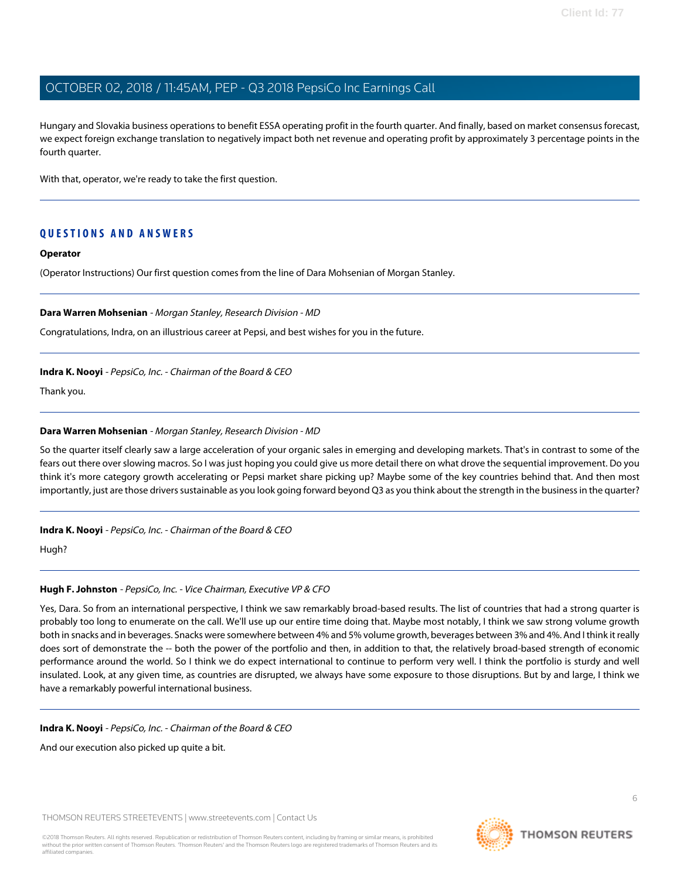Hungary and Slovakia business operations to benefit ESSA operating profit in the fourth quarter. And finally, based on market consensus forecast, we expect foreign exchange translation to negatively impact both net revenue and operating profit by approximately 3 percentage points in the fourth quarter.

With that, operator, we're ready to take the first question.

---

## QUESTIONS AND ANSWERS

**Operator**

(Operator Instructions) Our first question comes from the line of Dara Mohsenian of Morgan Stanley.

---

**Dara Warren Mohsenian** - *Morgan Stanley, Research Division - MD*

Congratulations, Indra, on an illustrious career at Pepsi, and best wishes for you in the future.

---

**Indra K. Nooyi** - *PepsiCo, Inc. - Chairman of the Board & CEO*

Thank you.

---

**Dara Warren Mohsenian** - *Morgan Stanley, Research Division - MD*

So the quarter itself clearly saw a large acceleration of your organic sales in emerging and developing markets. That's in contrast to some of the fears out there over slowing macros. So I was just hoping you could give us more detail there on what drove the sequential improvement. Do you think it's more category growth accelerating or Pepsi market share picking up? Maybe some of the key countries behind that. And then most importantly, just are those drivers sustainable as you look going forward beyond Q3 as you think about the strength in the business in the quarter?

---

**Indra K. Nooyi** - *PepsiCo, Inc. - Chairman of the Board & CEO*

Hugh?

---

**Hugh F. Johnston** - *PepsiCo, Inc. - Vice Chairman, Executive VP & CFO*

Yes, Dara. So from an international perspective, I think we saw remarkably broad-based results. The list of countries that had a strong quarter is probably too long to enumerate on the call. We'll use up our entire time doing that. Maybe most notably, I think we saw strong volume growth both in snacks and in beverages. Snacks were somewhere between 4% and 5% volume growth, beverages between 3% and 4%. And I think it really does sort of demonstrate the -- both the power of the portfolio and then, in addition to that, the relatively broad-based strength of economic performance around the world. So I think we do expect international to continue to perform very well. I think the portfolio is sturdy and well insulated. Look, at any given time, as countries are disrupted, we always have some exposure to those disruptions. But by and large, I think we have a remarkably powerful international business.

---

**Indra K. Nooyi** - *PepsiCo, Inc. - Chairman of the Board & CEO*

And our execution also picked up quite a bit.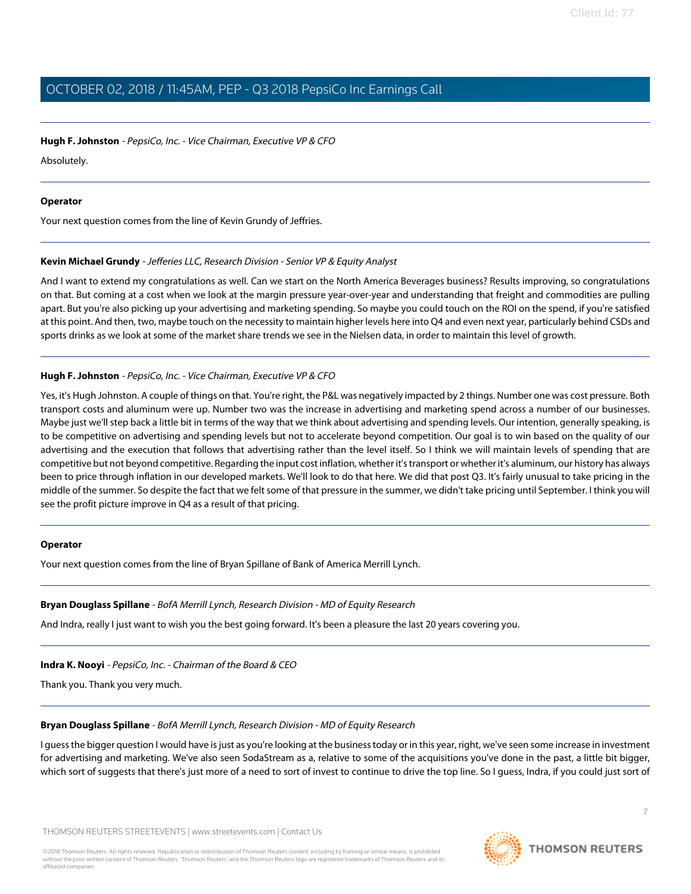**Hugh F. Johnston** - *PepsiCo, Inc. - Vice Chairman, Executive VP & CFO*

Absolutely.

---

**Operator**

Your next question comes from the line of Kevin Grundy of Jefferies.

---

**Kevin Michael Grundy** - *Jefferies LLC, Research Division - Senior VP & Equity Analyst*

And I want to extend my congratulations as well. Can we start on the North America Beverages business? Results improving, so congratulations on that. But coming at a cost when we look at the margin pressure year-over-year and understanding that freight and commodities are pulling apart. But you're also picking up your advertising and marketing spending. So maybe you could touch on the ROI on the spend, if you're satisfied at this point. And then, two, maybe touch on the necessity to maintain higher levels here into Q4 and even next year, particularly behind CSDs and sports drinks as we look at some of the market share trends we see in the Nielsen data, in order to maintain this level of growth.

---

**Hugh F. Johnston** - *PepsiCo, Inc. - Vice Chairman, Executive VP & CFO*

Yes, it's Hugh Johnston. A couple of things on that. You're right, the P&L was negatively impacted by 2 things. Number one was cost pressure. Both transport costs and aluminum were up. Number two was the increase in advertising and marketing spend across a number of our businesses. Maybe just we'll step back a little bit in terms of the way that we think about advertising and spending levels. Our intention, generally speaking, is to be competitive on advertising and spending levels but not to accelerate beyond competition. Our goal is to win based on the quality of our advertising and the execution that follows that advertising rather than the level itself. So I think we will maintain levels of spending that are competitive but not beyond competitive. Regarding the input cost inflation, whether it's transport or whether it's aluminum, our history has always been to price through inflation in our developed markets. We'll look to do that here. We did that post Q3. It's fairly unusual to take pricing in the middle of the summer. So despite the fact that we felt some of that pressure in the summer, we didn't take pricing until September. I think you will see the profit picture improve in Q4 as a result of that pricing.

---

**Operator**

Your next question comes from the line of Bryan Spillane of Bank of America Merrill Lynch.

---

**Bryan Douglass Spillane** - *BofA Merrill Lynch, Research Division - MD of Equity Research*

And Indra, really I just want to wish you the best going forward. It's been a pleasure the last 20 years covering you.

---

**Indra K. Nooyi** - *PepsiCo, Inc. - Chairman of the Board & CEO*

Thank you. Thank you very much.

---

**Bryan Douglass Spillane** - *BofA Merrill Lynch, Research Division - MD of Equity Research*

I guess the bigger question I would have is just as you're looking at the business today or in this year, right, we've seen some increase in investment for advertising and marketing. We've also seen SodaStream as a, relative to some of the acquisitions you've done in the past, a little bit bigger, which sort of suggests that there's just more of a need to sort of invest to continue to drive the top line. So I guess, Indra, if you could just sort of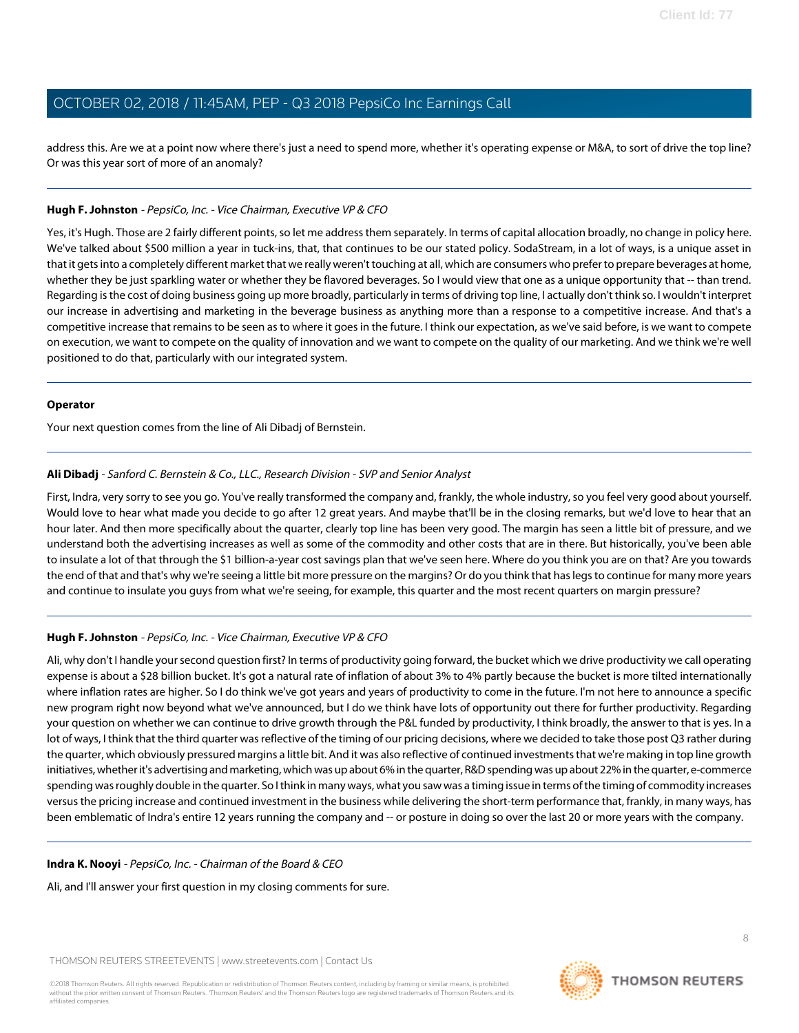address this. Are we at a point now where there's just a need to spend more, whether it's operating expense or M&A, to sort of drive the top line? Or was this year sort of more of an anomaly?

---

**Hugh F. Johnston** - *PepsiCo, Inc. - Vice Chairman, Executive VP & CFO*

Yes, it's Hugh. Those are 2 fairly different points, so let me address them separately. In terms of capital allocation broadly, no change in policy here. We've talked about $500 million a year in tuck-ins, that, that continues to be our stated policy. SodaStream, in a lot of ways, is a unique asset in that it gets into a completely different market that we really weren't touching at all, which are consumers who prefer to prepare beverages at home, whether they be just sparkling water or whether they be flavored beverages. So I would view that one as a unique opportunity that -- than trend. Regarding is the cost of doing business going up more broadly, particularly in terms of driving top line, I actually don't think so. I wouldn't interpret our increase in advertising and marketing in the beverage business as anything more than a response to a competitive increase. And that's a competitive increase that remains to be seen as to where it goes in the future. I think our expectation, as we've said before, is we want to compete on execution, we want to compete on the quality of innovation and we want to compete on the quality of our marketing. And we think we're well positioned to do that, particularly with our integrated system.

---

**Operator**

Your next question comes from the line of Ali Dibadj of Bernstein.

---

**Ali Dibadj** - *Sanford C. Bernstein & Co., LLC., Research Division - SVP and Senior Analyst*

First, Indra, very sorry to see you go. You've really transformed the company and, frankly, the whole industry, so you feel very good about yourself. Would love to hear what made you decide to go after 12 great years. And maybe that'll be in the closing remarks, but we'd love to hear that an hour later. And then more specifically about the quarter, clearly top line has been very good. The margin has seen a little bit of pressure, and we understand both the advertising increases as well as some of the commodity and other costs that are in there. But historically, you've been able to insulate a lot of that through the $1 billion-a-year cost savings plan that we've seen here. Where do you think you are on that? Are you towards the end of that and that's why we're seeing a little bit more pressure on the margins? Or do you think that has legs to continue for many more years and continue to insulate you guys from what we're seeing, for example, this quarter and the most recent quarters on margin pressure?

---

**Hugh F. Johnston** - *PepsiCo, Inc. - Vice Chairman, Executive VP & CFO*

Ali, why don't I handle your second question first? In terms of productivity going forward, the bucket which we drive productivity we call operating expense is about a $28 billion bucket. It's got a natural rate of inflation of about 3% to 4% partly because the bucket is more tilted internationally where inflation rates are higher. So I do think we've got years and years of productivity to come in the future. I'm not here to announce a specific new program right now beyond what we've announced, but I do we think have lots of opportunity out there for further productivity. Regarding your question on whether we can continue to drive growth through the P&L funded by productivity, I think broadly, the answer to that is yes. In a lot of ways, I think that the third quarter was reflective of the timing of our pricing decisions, where we decided to take those post Q3 rather during the quarter, which obviously pressured margins a little bit. And it was also reflective of continued investments that we're making in top line growth initiatives, whether it's advertising and marketing, which was up about 6% in the quarter, R&D spending was up about 22% in the quarter, e-commerce spending was roughly double in the quarter. So I think in many ways, what you saw was a timing issue in terms of the timing of commodity increases versus the pricing increase and continued investment in the business while delivering the short-term performance that, frankly, in many ways, has been emblematic of Indra's entire 12 years running the company and -- or posture in doing so over the last 20 or more years with the company.

---

**Indra K. Nooyi** - *PepsiCo, Inc. - Chairman of the Board & CEO*

Ali, and I'll answer your first question in my closing comments for sure.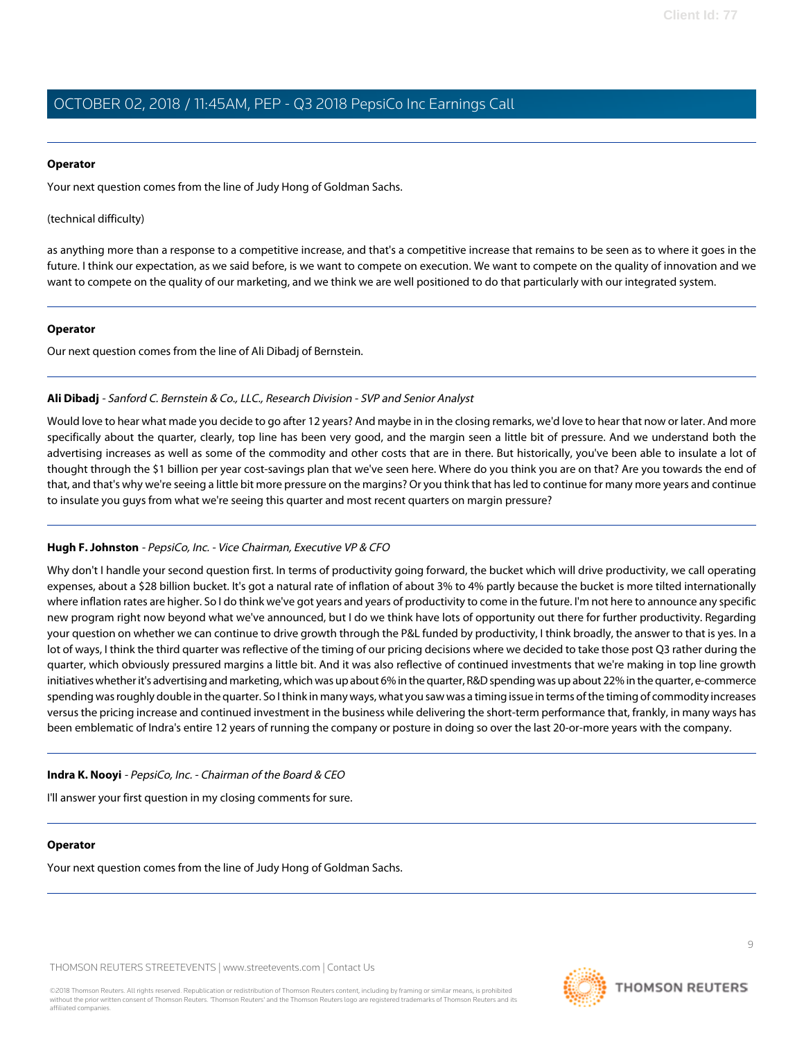**Operator**

Your next question comes from the line of Judy Hong of Goldman Sachs.

(technical difficulty)

as anything more than a response to a competitive increase, and that's a competitive increase that remains to be seen as to where it goes in the future. I think our expectation, as we said before, is we want to compete on execution. We want to compete on the quality of innovation and we want to compete on the quality of our marketing, and we think we are well positioned to do that particularly with our integrated system.

---

**Operator**

Our next question comes from the line of Ali Dibadj of Bernstein.

---

**Ali Dibadj** - *Sanford C. Bernstein & Co., LLC., Research Division - SVP and Senior Analyst*

Would love to hear what made you decide to go after 12 years? And maybe in in the closing remarks, we'd love to hear that now or later. And more specifically about the quarter, clearly, top line has been very good, and the margin seen a little bit of pressure. And we understand both the advertising increases as well as some of the commodity and other costs that are in there. But historically, you've been able to insulate a lot of thought through the $1 billion per year cost-savings plan that we've seen here. Where do you think you are on that? Are you towards the end of that, and that's why we're seeing a little bit more pressure on the margins? Or you think that has led to continue for many more years and continue to insulate you guys from what we're seeing this quarter and most recent quarters on margin pressure?

---

**Hugh F. Johnston** - *PepsiCo, Inc. - Vice Chairman, Executive VP & CFO*

Why don't I handle your second question first. In terms of productivity going forward, the bucket which will drive productivity, we call operating expenses, about a $28 billion bucket. It's got a natural rate of inflation of about 3% to 4% partly because the bucket is more tilted internationally where inflation rates are higher. So I do think we've got years and years of productivity to come in the future. I'm not here to announce any specific new program right now beyond what we've announced, but I do we think have lots of opportunity out there for further productivity. Regarding your question on whether we can continue to drive growth through the P&L funded by productivity, I think broadly, the answer to that is yes. In a lot of ways, I think the third quarter was reflective of the timing of our pricing decisions where we decided to take those post Q3 rather during the quarter, which obviously pressured margins a little bit. And it was also reflective of continued investments that we're making in top line growth initiatives whether it's advertising and marketing, which was up about 6% in the quarter, R&D spending was up about 22% in the quarter, e-commerce spending was roughly double in the quarter. So I think in many ways, what you saw was a timing issue in terms of the timing of commodity increases versus the pricing increase and continued investment in the business while delivering the short-term performance that, frankly, in many ways has been emblematic of Indra's entire 12 years of running the company or posture in doing so over the last 20-or-more years with the company.

---

**Indra K. Nooyi** - *PepsiCo, Inc. - Chairman of the Board & CEO*

I'll answer your first question in my closing comments for sure.

---

**Operator**

Your next question comes from the line of Judy Hong of Goldman Sachs.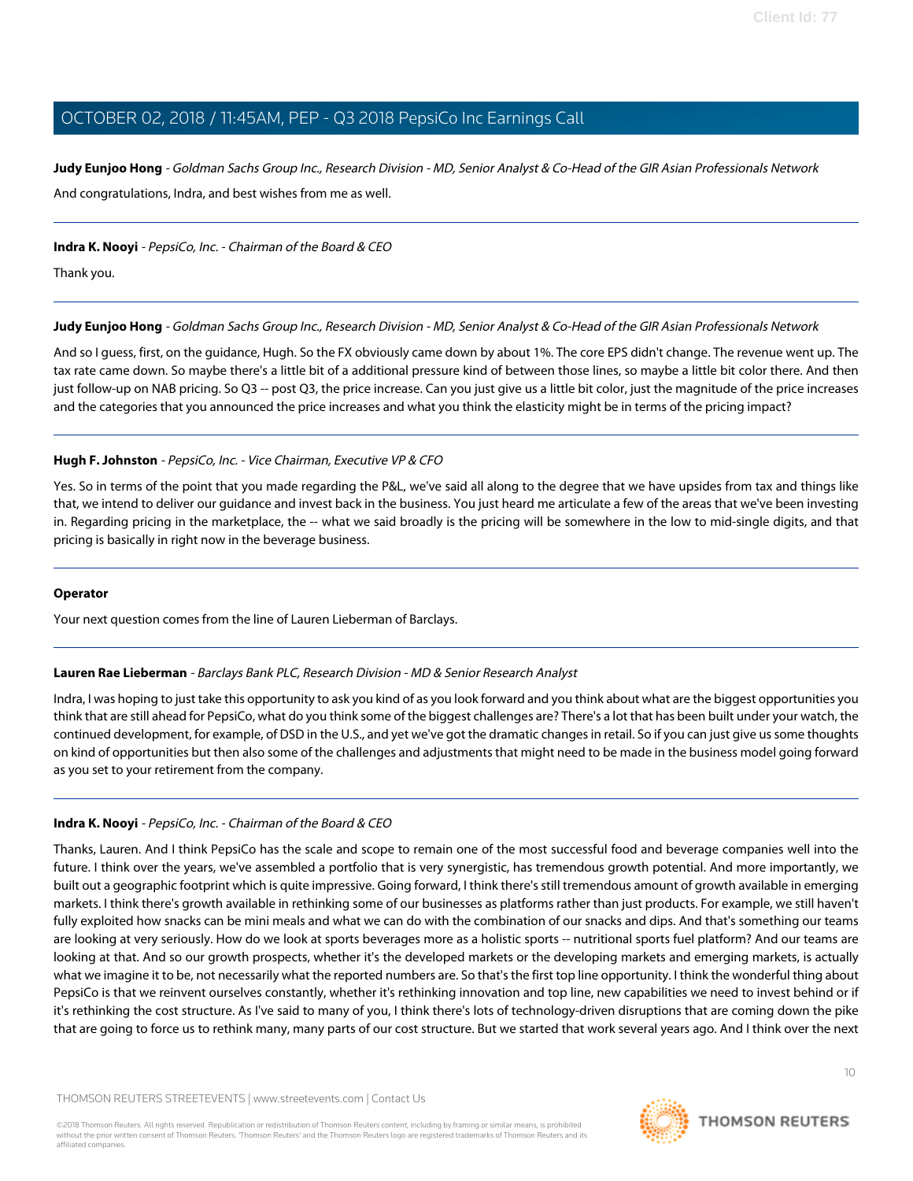**Judy Eunjoo Hong** - *Goldman Sachs Group Inc., Research Division - MD, Senior Analyst & Co-Head of the GIR Asian Professionals Network*

And congratulations, Indra, and best wishes from me as well.

---

**Indra K. Nooyi** - *PepsiCo, Inc. - Chairman of the Board & CEO*

Thank you.

---

**Judy Eunjoo Hong** - *Goldman Sachs Group Inc., Research Division - MD, Senior Analyst & Co-Head of the GIR Asian Professionals Network*

And so I guess, first, on the guidance, Hugh. So the FX obviously came down by about 1%. The core EPS didn't change. The revenue went up. The tax rate came down. So maybe there's a little bit of a additional pressure kind of between those lines, so maybe a little bit color there. And then just follow-up on NAB pricing. So Q3 -- post Q3, the price increase. Can you just give us a little bit color, just the magnitude of the price increases and the categories that you announced the price increases and what you think the elasticity might be in terms of the pricing impact?

---

**Hugh F. Johnston** - *PepsiCo, Inc. - Vice Chairman, Executive VP & CFO*

Yes. So in terms of the point that you made regarding the P&L, we've said all along to the degree that we have upsides from tax and things like that, we intend to deliver our guidance and invest back in the business. You just heard me articulate a few of the areas that we've been investing in. Regarding pricing in the marketplace, the -- what we said broadly is the pricing will be somewhere in the low to mid-single digits, and that pricing is basically in right now in the beverage business.

---

**Operator**

Your next question comes from the line of Lauren Lieberman of Barclays.

---

**Lauren Rae Lieberman** - *Barclays Bank PLC, Research Division - MD & Senior Research Analyst*

Indra, I was hoping to just take this opportunity to ask you kind of as you look forward and you think about what are the biggest opportunities you think that are still ahead for PepsiCo, what do you think some of the biggest challenges are? There's a lot that has been built under your watch, the continued development, for example, of DSD in the U.S., and yet we've got the dramatic changes in retail. So if you can just give us some thoughts on kind of opportunities but then also some of the challenges and adjustments that might need to be made in the business model going forward as you set to your retirement from the company.

---

**Indra K. Nooyi** - *PepsiCo, Inc. - Chairman of the Board & CEO*

Thanks, Lauren. And I think PepsiCo has the scale and scope to remain one of the most successful food and beverage companies well into the future. I think over the years, we've assembled a portfolio that is very synergistic, has tremendous growth potential. And more importantly, we built out a geographic footprint which is quite impressive. Going forward, I think there's still tremendous amount of growth available in emerging markets. I think there's growth available in rethinking some of our businesses as platforms rather than just products. For example, we still haven't fully exploited how snacks can be mini meals and what we can do with the combination of our snacks and dips. And that's something our teams are looking at very seriously. How do we look at sports beverages more as a holistic sports -- nutritional sports fuel platform? And our teams are looking at that. And so our growth prospects, whether it's the developed markets or the developing markets and emerging markets, is actually what we imagine it to be, not necessarily what the reported numbers are. So that's the first top line opportunity. I think the wonderful thing about PepsiCo is that we reinvent ourselves constantly, whether it's rethinking innovation and top line, new capabilities we need to invest behind or if it's rethinking the cost structure. As I've said to many of you, I think there's lots of technology-driven disruptions that are coming down the pike that are going to force us to rethink many, many parts of our cost structure. But we started that work several years ago. And I think over the next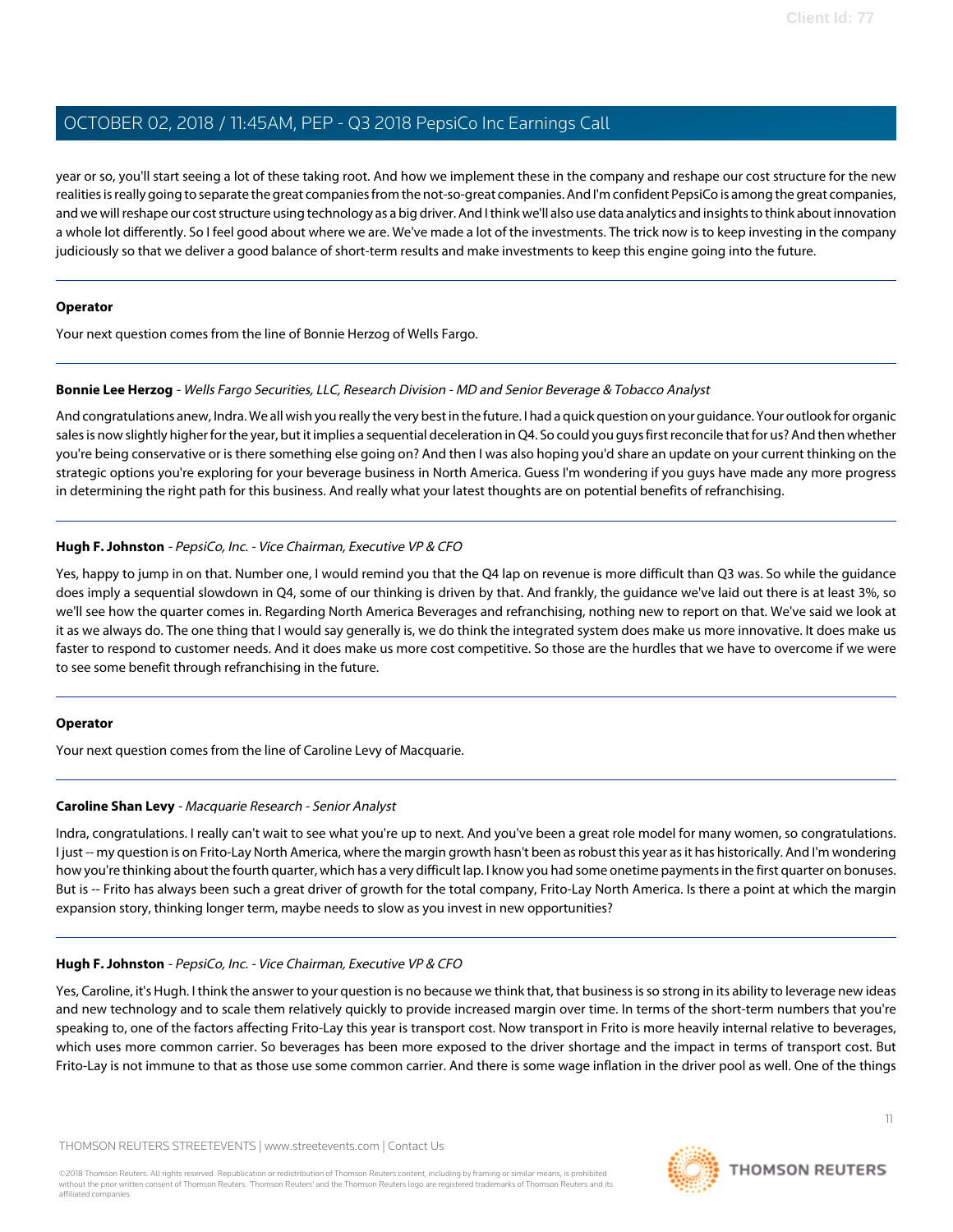year or so, you'll start seeing a lot of these taking root. And how we implement these in the company and reshape our cost structure for the new realities is really going to separate the great companies from the not-so-great companies. And I'm confident PepsiCo is among the great companies, and we will reshape our cost structure using technology as a big driver. And I think we'll also use data analytics and insights to think about innovation a whole lot differently. So I feel good about where we are. We've made a lot of the investments. The trick now is to keep investing in the company judiciously so that we deliver a good balance of short-term results and make investments to keep this engine going into the future.

---

**Operator**

Your next question comes from the line of Bonnie Herzog of Wells Fargo.

---

**Bonnie Lee Herzog** - *Wells Fargo Securities, LLC, Research Division - MD and Senior Beverage & Tobacco Analyst*

And congratulations anew, Indra. We all wish you really the very best in the future. I had a quick question on your guidance. Your outlook for organic sales is now slightly higher for the year, but it implies a sequential deceleration in Q4. So could you guys first reconcile that for us? And then whether you're being conservative or is there something else going on? And then I was also hoping you'd share an update on your current thinking on the strategic options you're exploring for your beverage business in North America. Guess I'm wondering if you guys have made any more progress in determining the right path for this business. And really what your latest thoughts are on potential benefits of refranchising.

---

**Hugh F. Johnston** - *PepsiCo, Inc. - Vice Chairman, Executive VP & CFO*

Yes, happy to jump in on that. Number one, I would remind you that the Q4 lap on revenue is more difficult than Q3 was. So while the guidance does imply a sequential slowdown in Q4, some of our thinking is driven by that. And frankly, the guidance we've laid out there is at least 3%, so we'll see how the quarter comes in. Regarding North America Beverages and refranchising, nothing new to report on that. We've said we look at it as we always do. The one thing that I would say generally is, we do think the integrated system does make us more innovative. It does make us faster to respond to customer needs. And it does make us more cost competitive. So those are the hurdles that we have to overcome if we were to see some benefit through refranchising in the future.

---

**Operator**

Your next question comes from the line of Caroline Levy of Macquarie.

---

**Caroline Shan Levy** - *Macquarie Research - Senior Analyst*

Indra, congratulations. I really can't wait to see what you're up to next. And you've been a great role model for many women, so congratulations. I just -- my question is on Frito-Lay North America, where the margin growth hasn't been as robust this year as it has historically. And I'm wondering how you're thinking about the fourth quarter, which has a very difficult lap. I know you had some onetime payments in the first quarter on bonuses. But is -- Frito has always been such a great driver of growth for the total company, Frito-Lay North America. Is there a point at which the margin expansion story, thinking longer term, maybe needs to slow as you invest in new opportunities?

---

**Hugh F. Johnston** - *PepsiCo, Inc. - Vice Chairman, Executive VP & CFO*

Yes, Caroline, it's Hugh. I think the answer to your question is no because we think that, that business is so strong in its ability to leverage new ideas and new technology and to scale them relatively quickly to provide increased margin over time. In terms of the short-term numbers that you're speaking to, one of the factors affecting Frito-Lay this year is transport cost. Now transport in Frito is more heavily internal relative to beverages, which uses more common carrier. So beverages has been more exposed to the driver shortage and the impact in terms of transport cost. But Frito-Lay is not immune to that as those use some common carrier. And there is some wage inflation in the driver pool as well. One of the things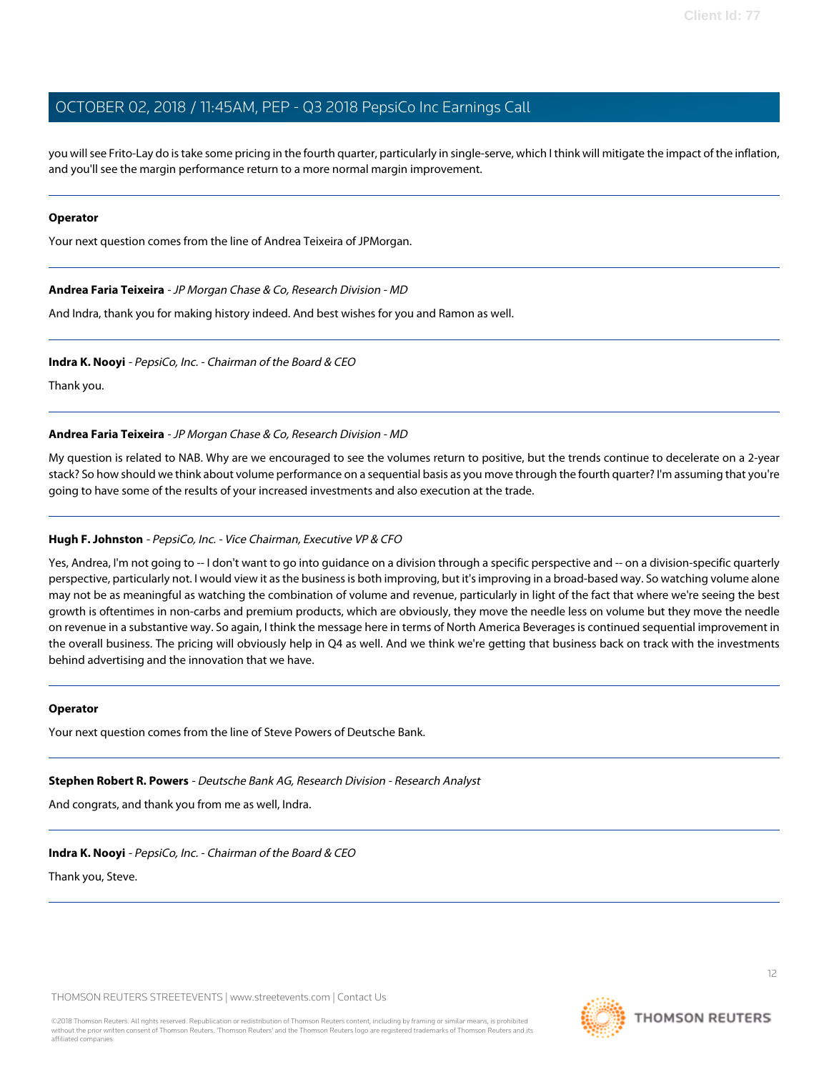you will see Frito-Lay do is take some pricing in the fourth quarter, particularly in single-serve, which I think will mitigate the impact of the inflation, and you'll see the margin performance return to a more normal margin improvement.

---

**Operator**

Your next question comes from the line of Andrea Teixeira of JPMorgan.

---

**Andrea Faria Teixeira** - *JP Morgan Chase & Co, Research Division - MD*

And Indra, thank you for making history indeed. And best wishes for you and Ramon as well.

---

**Indra K. Nooyi** - *PepsiCo, Inc. - Chairman of the Board & CEO*

Thank you.

---

**Andrea Faria Teixeira** - *JP Morgan Chase & Co, Research Division - MD*

My question is related to NAB. Why are we encouraged to see the volumes return to positive, but the trends continue to decelerate on a 2-year stack? So how should we think about volume performance on a sequential basis as you move through the fourth quarter? I'm assuming that you're going to have some of the results of your increased investments and also execution at the trade.

---

**Hugh F. Johnston** - *PepsiCo, Inc. - Vice Chairman, Executive VP & CFO*

Yes, Andrea, I'm not going to -- I don't want to go into guidance on a division through a specific perspective and -- on a division-specific quarterly perspective, particularly not. I would view it as the business is both improving, but it's improving in a broad-based way. So watching volume alone may not be as meaningful as watching the combination of volume and revenue, particularly in light of the fact that where we're seeing the best growth is oftentimes in non-carbs and premium products, which are obviously, they move the needle less on volume but they move the needle on revenue in a substantive way. So again, I think the message here in terms of North America Beverages is continued sequential improvement in the overall business. The pricing will obviously help in Q4 as well. And we think we're getting that business back on track with the investments behind advertising and the innovation that we have.

---

**Operator**

Your next question comes from the line of Steve Powers of Deutsche Bank.

---

**Stephen Robert R. Powers** - *Deutsche Bank AG, Research Division - Research Analyst*

And congrats, and thank you from me as well, Indra.

---

**Indra K. Nooyi** - *PepsiCo, Inc. - Chairman of the Board & CEO*

Thank you, Steve.

---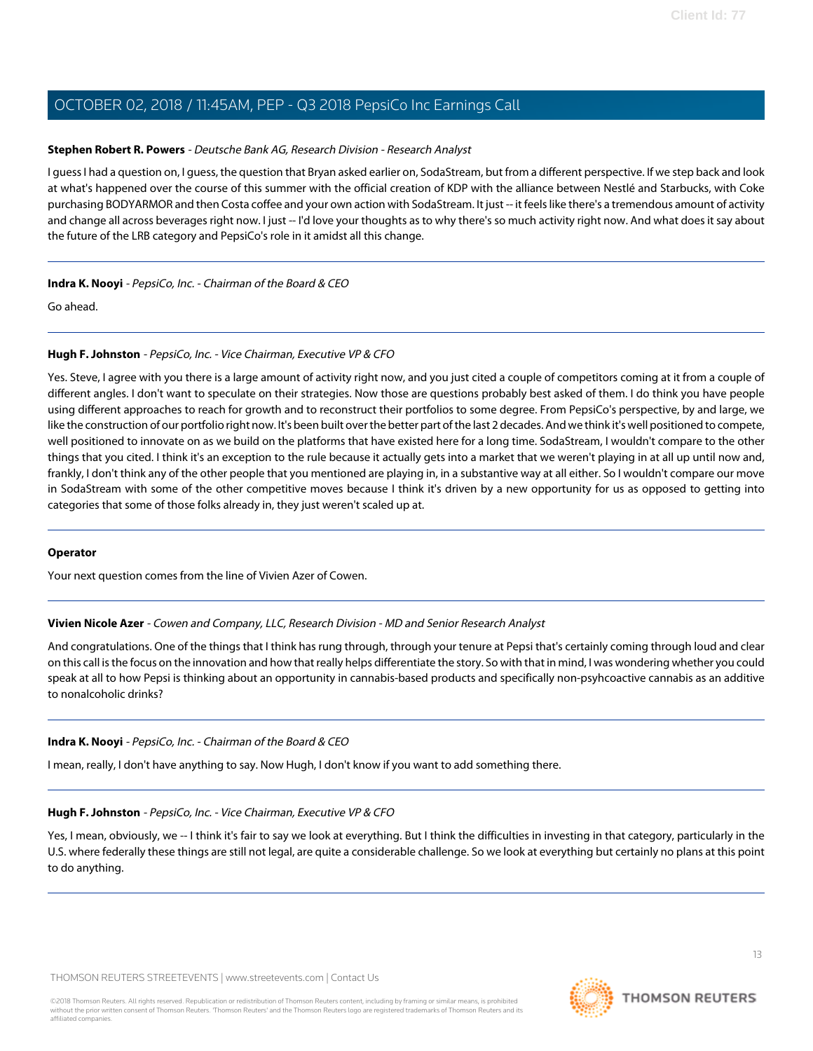**Stephen Robert R. Powers** - *Deutsche Bank AG, Research Division - Research Analyst*

I guess I had a question on, I guess, the question that Bryan asked earlier on, SodaStream, but from a different perspective. If we step back and look at what's happened over the course of this summer with the official creation of KDP with the alliance between Nestlé and Starbucks, with Coke purchasing BODYARMOR and then Costa coffee and your own action with SodaStream. It just -- it feels like there's a tremendous amount of activity and change all across beverages right now. I just -- I'd love your thoughts as to why there's so much activity right now. And what does it say about the future of the LRB category and PepsiCo's role in it amidst all this change.

---

**Indra K. Nooyi** - *PepsiCo, Inc. - Chairman of the Board & CEO*

Go ahead.

---

**Hugh F. Johnston** - *PepsiCo, Inc. - Vice Chairman, Executive VP & CFO*

Yes. Steve, I agree with you there is a large amount of activity right now, and you just cited a couple of competitors coming at it from a couple of different angles. I don't want to speculate on their strategies. Now those are questions probably best asked of them. I do think you have people using different approaches to reach for growth and to reconstruct their portfolios to some degree. From PepsiCo's perspective, by and large, we like the construction of our portfolio right now. It's been built over the better part of the last 2 decades. And we think it's well positioned to compete, well positioned to innovate on as we build on the platforms that have existed here for a long time. SodaStream, I wouldn't compare to the other things that you cited. I think it's an exception to the rule because it actually gets into a market that we weren't playing in at all up until now and, frankly, I don't think any of the other people that you mentioned are playing in, in a substantive way at all either. So I wouldn't compare our move in SodaStream with some of the other competitive moves because I think it's driven by a new opportunity for us as opposed to getting into categories that some of those folks already in, they just weren't scaled up at.

---

**Operator**

Your next question comes from the line of Vivien Azer of Cowen.

---

**Vivien Nicole Azer** - *Cowen and Company, LLC, Research Division - MD and Senior Research Analyst*

And congratulations. One of the things that I think has rung through, through your tenure at Pepsi that's certainly coming through loud and clear on this call is the focus on the innovation and how that really helps differentiate the story. So with that in mind, I was wondering whether you could speak at all to how Pepsi is thinking about an opportunity in cannabis-based products and specifically non-psyhcoactive cannabis as an additive to nonalcoholic drinks?

---

**Indra K. Nooyi** - *PepsiCo, Inc. - Chairman of the Board & CEO*

I mean, really, I don't have anything to say. Now Hugh, I don't know if you want to add something there.

---

**Hugh F. Johnston** - *PepsiCo, Inc. - Vice Chairman, Executive VP & CFO*

Yes, I mean, obviously, we -- I think it's fair to say we look at everything. But I think the difficulties in investing in that category, particularly in the U.S. where federally these things are still not legal, are quite a considerable challenge. So we look at everything but certainly no plans at this point to do anything.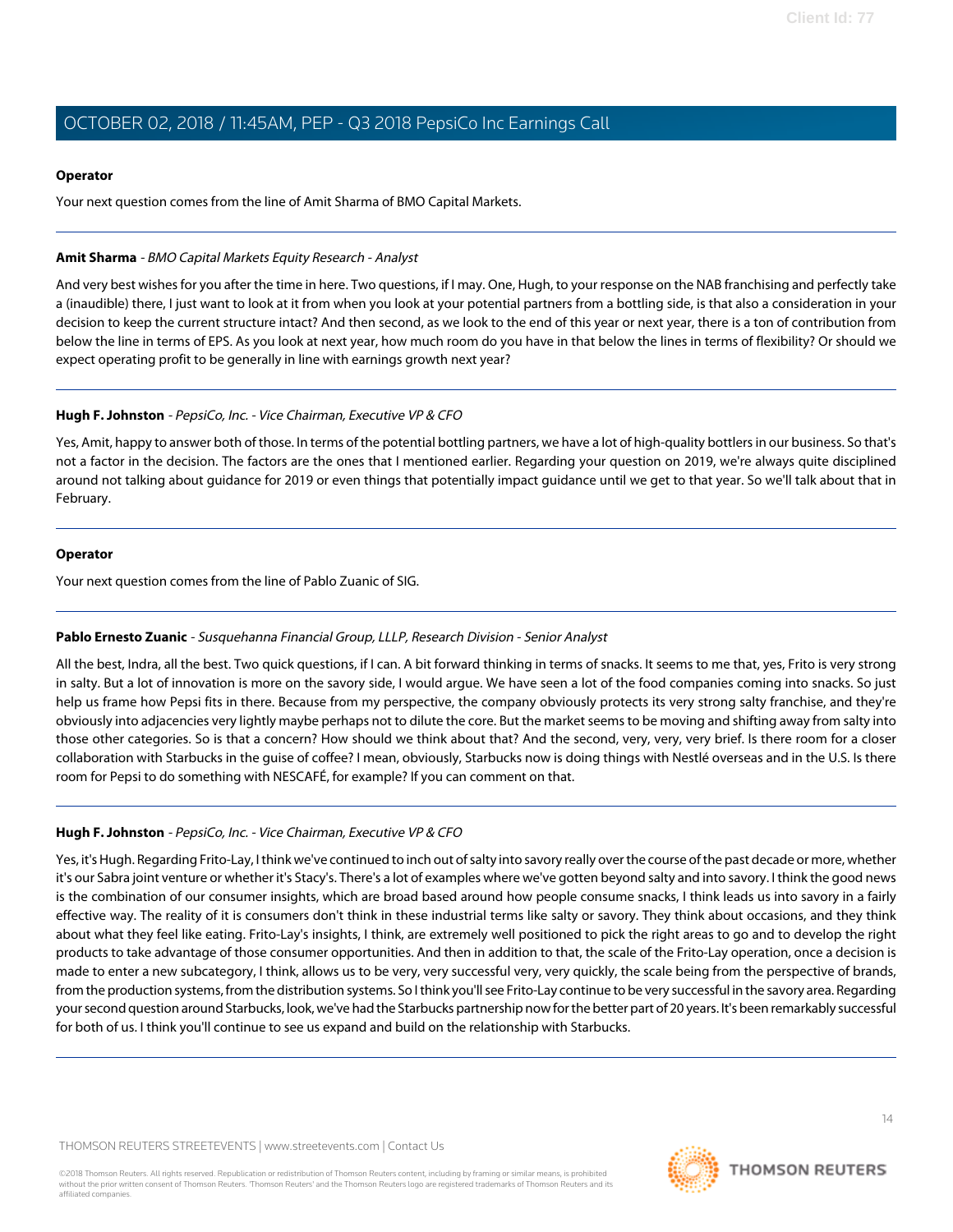**Operator**

Your next question comes from the line of Amit Sharma of BMO Capital Markets.

---

**Amit Sharma** - *BMO Capital Markets Equity Research - Analyst*

And very best wishes for you after the time in here. Two questions, if I may. One, Hugh, to your response on the NAB franchising and perfectly take a (inaudible) there, I just want to look at it from when you look at your potential partners from a bottling side, is that also a consideration in your decision to keep the current structure intact? And then second, as we look to the end of this year or next year, there is a ton of contribution from below the line in terms of EPS. As you look at next year, how much room do you have in that below the lines in terms of flexibility? Or should we expect operating profit to be generally in line with earnings growth next year?

---

**Hugh F. Johnston** - *PepsiCo, Inc. - Vice Chairman, Executive VP & CFO*

Yes, Amit, happy to answer both of those. In terms of the potential bottling partners, we have a lot of high-quality bottlers in our business. So that's not a factor in the decision. The factors are the ones that I mentioned earlier. Regarding your question on 2019, we're always quite disciplined around not talking about guidance for 2019 or even things that potentially impact guidance until we get to that year. So we'll talk about that in February.

---

**Operator**

Your next question comes from the line of Pablo Zuanic of SIG.

---

**Pablo Ernesto Zuanic** - *Susquehanna Financial Group, LLLP, Research Division - Senior Analyst*

All the best, Indra, all the best. Two quick questions, if I can. A bit forward thinking in terms of snacks. It seems to me that, yes, Frito is very strong in salty. But a lot of innovation is more on the savory side, I would argue. We have seen a lot of the food companies coming into snacks. So just help us frame how Pepsi fits in there. Because from my perspective, the company obviously protects its very strong salty franchise, and they're obviously into adjacencies very lightly maybe perhaps not to dilute the core. But the market seems to be moving and shifting away from salty into those other categories. So is that a concern? How should we think about that? And the second, very, very, very brief. Is there room for a closer collaboration with Starbucks in the guise of coffee? I mean, obviously, Starbucks now is doing things with Nestlé overseas and in the U.S. Is there room for Pepsi to do something with NESCAFÉ, for example? If you can comment on that.

---

**Hugh F. Johnston** - *PepsiCo, Inc. - Vice Chairman, Executive VP & CFO*

Yes, it's Hugh. Regarding Frito-Lay, I think we've continued to inch out of salty into savory really over the course of the past decade or more, whether it's our Sabra joint venture or whether it's Stacy's. There's a lot of examples where we've gotten beyond salty and into savory. I think the good news is the combination of our consumer insights, which are broad based around how people consume snacks, I think leads us into savory in a fairly effective way. The reality of it is consumers don't think in these industrial terms like salty or savory. They think about occasions, and they think about what they feel like eating. Frito-Lay's insights, I think, are extremely well positioned to pick the right areas to go and to develop the right products to take advantage of those consumer opportunities. And then in addition to that, the scale of the Frito-Lay operation, once a decision is made to enter a new subcategory, I think, allows us to be very, very successful very, very quickly, the scale being from the perspective of brands, from the production systems, from the distribution systems. So I think you'll see Frito-Lay continue to be very successful in the savory area. Regarding your second question around Starbucks, look, we've had the Starbucks partnership now for the better part of 20 years. It's been remarkably successful for both of us. I think you'll continue to see us expand and build on the relationship with Starbucks.

---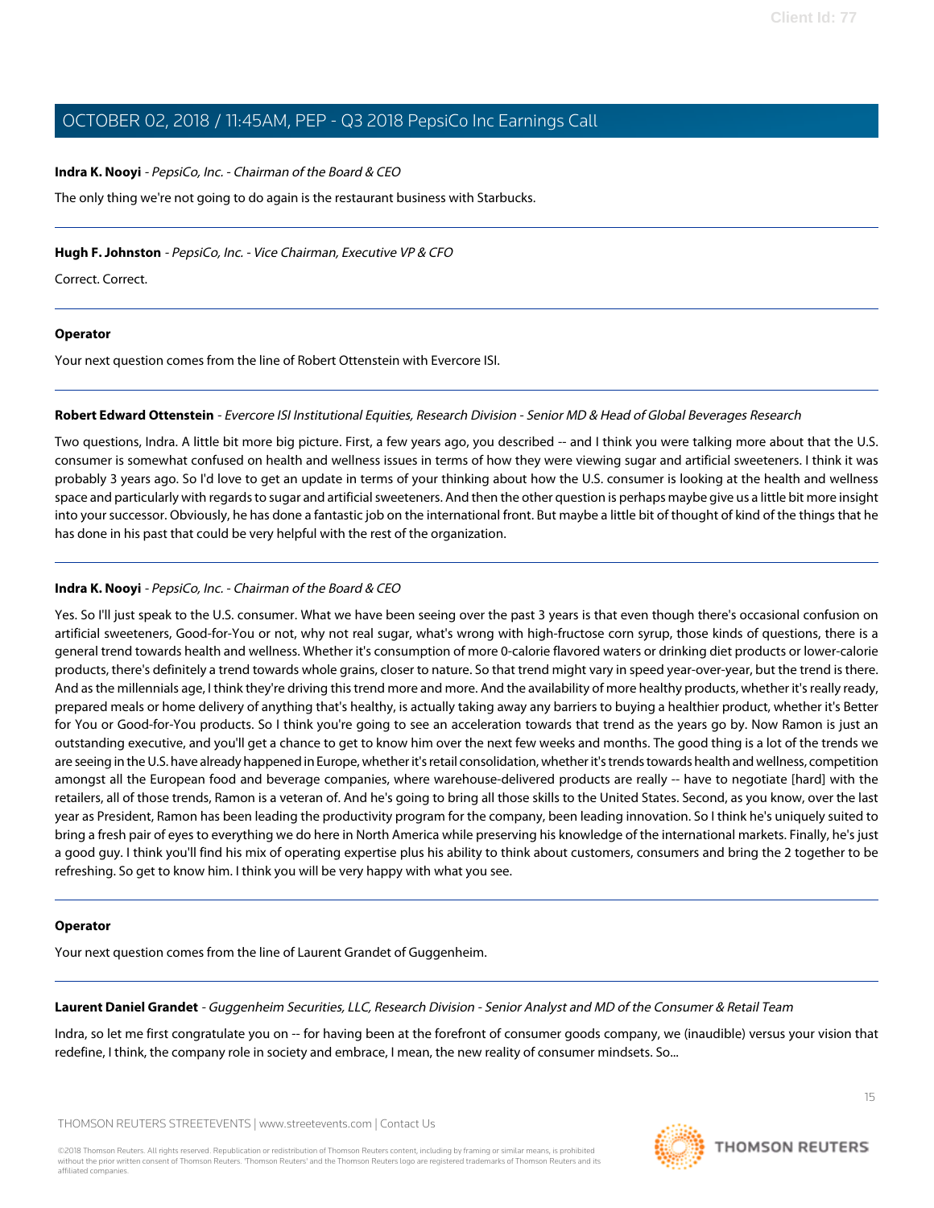**Indra K. Nooyi** - *PepsiCo, Inc. - Chairman of the Board & CEO*

The only thing we're not going to do again is the restaurant business with Starbucks.

---

**Hugh F. Johnston** - *PepsiCo, Inc. - Vice Chairman, Executive VP & CFO*

Correct. Correct.

---

**Operator**

Your next question comes from the line of Robert Ottenstein with Evercore ISI.

---

**Robert Edward Ottenstein** - *Evercore ISI Institutional Equities, Research Division - Senior MD & Head of Global Beverages Research*

Two questions, Indra. A little bit more big picture. First, a few years ago, you described -- and I think you were talking more about that the U.S. consumer is somewhat confused on health and wellness issues in terms of how they were viewing sugar and artificial sweeteners. I think it was probably 3 years ago. So I'd love to get an update in terms of your thinking about how the U.S. consumer is looking at the health and wellness space and particularly with regards to sugar and artificial sweeteners. And then the other question is perhaps maybe give us a little bit more insight into your successor. Obviously, he has done a fantastic job on the international front. But maybe a little bit of thought of kind of the things that he has done in his past that could be very helpful with the rest of the organization.

---

**Indra K. Nooyi** - *PepsiCo, Inc. - Chairman of the Board & CEO*

Yes. So I'll just speak to the U.S. consumer. What we have been seeing over the past 3 years is that even though there's occasional confusion on artificial sweeteners, Good-for-You or not, why not real sugar, what's wrong with high-fructose corn syrup, those kinds of questions, there is a general trend towards health and wellness. Whether it's consumption of more 0-calorie flavored waters or drinking diet products or lower-calorie products, there's definitely a trend towards whole grains, closer to nature. So that trend might vary in speed year-over-year, but the trend is there. And as the millennials age, I think they're driving this trend more and more. And the availability of more healthy products, whether it's really ready, prepared meals or home delivery of anything that's healthy, is actually taking away any barriers to buying a healthier product, whether it's Better for You or Good-for-You products. So I think you're going to see an acceleration towards that trend as the years go by. Now Ramon is just an outstanding executive, and you'll get a chance to get to know him over the next few weeks and months. The good thing is a lot of the trends we are seeing in the U.S. have already happened in Europe, whether it's retail consolidation, whether it's trends towards health and wellness, competition amongst all the European food and beverage companies, where warehouse-delivered products are really -- have to negotiate [hard] with the retailers, all of those trends, Ramon is a veteran of. And he's going to bring all those skills to the United States. Second, as you know, over the last year as President, Ramon has been leading the productivity program for the company, been leading innovation. So I think he's uniquely suited to bring a fresh pair of eyes to everything we do here in North America while preserving his knowledge of the international markets. Finally, he's just a good guy. I think you'll find his mix of operating expertise plus his ability to think about customers, consumers and bring the 2 together to be refreshing. So get to know him. I think you will be very happy with what you see.

---

**Operator**

Your next question comes from the line of Laurent Grandet of Guggenheim.

---

**Laurent Daniel Grandet** - *Guggenheim Securities, LLC, Research Division - Senior Analyst and MD of the Consumer & Retail Team*

Indra, so let me first congratulate you on -- for having been at the forefront of consumer goods company, we (inaudible) versus your vision that redefine, I think, the company role in society and embrace, I mean, the new reality of consumer mindsets. So...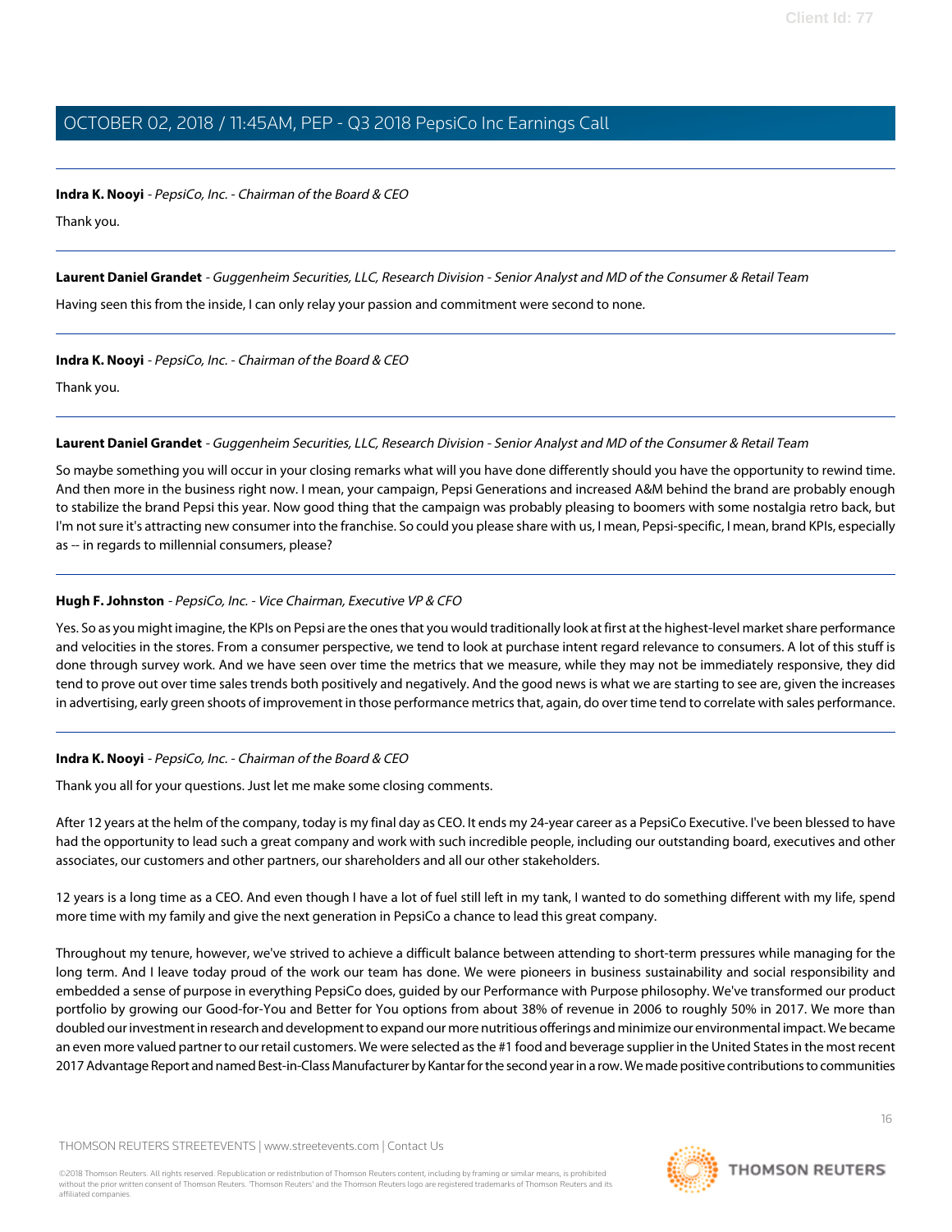**Indra K. Nooyi** - *PepsiCo, Inc. - Chairman of the Board & CEO*

Thank you.

---

**Laurent Daniel Grandet** - *Guggenheim Securities, LLC, Research Division - Senior Analyst and MD of the Consumer & Retail Team*

Having seen this from the inside, I can only relay your passion and commitment were second to none.

---

**Indra K. Nooyi** - *PepsiCo, Inc. - Chairman of the Board & CEO*

Thank you.

---

**Laurent Daniel Grandet** - *Guggenheim Securities, LLC, Research Division - Senior Analyst and MD of the Consumer & Retail Team*

So maybe something you will occur in your closing remarks what will you have done differently should you have the opportunity to rewind time. And then more in the business right now. I mean, your campaign, Pepsi Generations and increased A&M behind the brand are probably enough to stabilize the brand Pepsi this year. Now good thing that the campaign was probably pleasing to boomers with some nostalgia retro back, but I'm not sure it's attracting new consumer into the franchise. So could you please share with us, I mean, Pepsi-specific, I mean, brand KPIs, especially as -- in regards to millennial consumers, please?

---

**Hugh F. Johnston** - *PepsiCo, Inc. - Vice Chairman, Executive VP & CFO*

Yes. So as you might imagine, the KPIs on Pepsi are the ones that you would traditionally look at first at the highest-level market share performance and velocities in the stores. From a consumer perspective, we tend to look at purchase intent regard relevance to consumers. A lot of this stuff is done through survey work. And we have seen over time the metrics that we measure, while they may not be immediately responsive, they did tend to prove out over time sales trends both positively and negatively. And the good news is what we are starting to see are, given the increases in advertising, early green shoots of improvement in those performance metrics that, again, do over time tend to correlate with sales performance.

---

**Indra K. Nooyi** - *PepsiCo, Inc. - Chairman of the Board & CEO*

Thank you all for your questions. Just let me make some closing comments.

After 12 years at the helm of the company, today is my final day as CEO. It ends my 24-year career as a PepsiCo Executive. I've been blessed to have had the opportunity to lead such a great company and work with such incredible people, including our outstanding board, executives and other associates, our customers and other partners, our shareholders and all our other stakeholders.

12 years is a long time as a CEO. And even though I have a lot of fuel still left in my tank, I wanted to do something different with my life, spend more time with my family and give the next generation in PepsiCo a chance to lead this great company.

Throughout my tenure, however, we've strived to achieve a difficult balance between attending to short-term pressures while managing for the long term. And I leave today proud of the work our team has done. We were pioneers in business sustainability and social responsibility and embedded a sense of purpose in everything PepsiCo does, guided by our Performance with Purpose philosophy. We've transformed our product portfolio by growing our Good-for-You and Better for You options from about 38% of revenue in 2006 to roughly 50% in 2017. We more than doubled our investment in research and development to expand our more nutritious offerings and minimize our environmental impact. We became an even more valued partner to our retail customers. We were selected as the #1 food and beverage supplier in the United States in the most recent 2017 Advantage Report and named Best-in-Class Manufacturer by Kantar for the second year in a row. We made positive contributions to communities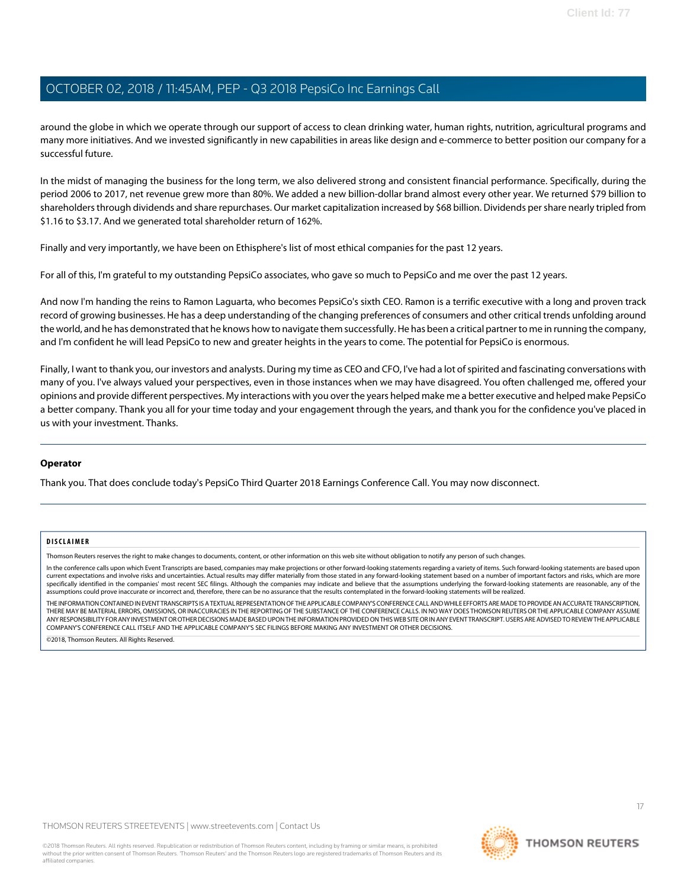around the globe in which we operate through our support of access to clean drinking water, human rights, nutrition, agricultural programs and many more initiatives. And we invested significantly in new capabilities in areas like design and e-commerce to better position our company for a successful future.

In the midst of managing the business for the long term, we also delivered strong and consistent financial performance. Specifically, during the period 2006 to 2017, net revenue grew more than 80%. We added a new billion-dollar brand almost every other year. We returned $79 billion to shareholders through dividends and share repurchases. Our market capitalization increased by $68 billion. Dividends per share nearly tripled from $1.16 to $3.17. And we generated total shareholder return of 162%.

Finally and very importantly, we have been on Ethisphere's list of most ethical companies for the past 12 years.

For all of this, I'm grateful to my outstanding PepsiCo associates, who gave so much to PepsiCo and me over the past 12 years.

And now I'm handing the reins to Ramon Laguarta, who becomes PepsiCo's sixth CEO. Ramon is a terrific executive with a long and proven track record of growing businesses. He has a deep understanding of the changing preferences of consumers and other critical trends unfolding around the world, and he has demonstrated that he knows how to navigate them successfully. He has been a critical partner to me in running the company, and I'm confident he will lead PepsiCo to new and greater heights in the years to come. The potential for PepsiCo is enormous.

Finally, I want to thank you, our investors and analysts. During my time as CEO and CFO, I've had a lot of spirited and fascinating conversations with many of you. I've always valued your perspectives, even in those instances when we may have disagreed. You often challenged me, offered your opinions and provide different perspectives. My interactions with you over the years helped make me a better executive and helped make PepsiCo a better company. Thank you all for your time today and your engagement through the years, and thank you for the confidence you've placed in us with your investment. Thanks.

---

**Operator**

Thank you. That does conclude today's PepsiCo Third Quarter 2018 Earnings Conference Call. You may now disconnect.

---

**DISCLAIMER**

Thomson Reuters reserves the right to make changes to documents, content, or other information on this web site without obligation to notify any person of such changes.

In the conference calls upon which Event Transcripts are based, companies may make projections or other forward-looking statements regarding a variety of items. Such forward-looking statements are based upon current expectations and involve risks and uncertainties. Actual results may differ materially from those stated in any forward-looking statement based on a number of important factors and risks, which are more specifically identified in the companies' most recent SEC filings. Although the companies may indicate and believe that the assumptions underlying the forward-looking statements are reasonable, any of the assumptions could prove inaccurate or incorrect and, therefore, there can be no assurance that the results contemplated in the forward-looking statements will be realized.

THE INFORMATION CONTAINED IN EVENT TRANSCRIPTS IS A TEXTUAL REPRESENTATION OF THE APPLICABLE COMPANY'S CONFERENCE CALL AND WHILE EFFORTS ARE MADE TO PROVIDE AN ACCURATE TRANSCRIPTION, THERE MAY BE MATERIAL ERRORS, OMISSIONS, OR INACCURACIES IN THE REPORTING OF THE SUBSTANCE OF THE CONFERENCE CALLS. IN NO WAY DOES THOMSON REUTERS OR THE APPLICABLE COMPANY ASSUME ANY RESPONSIBILITY FOR ANY INVESTMENT OR OTHER DECISIONS MADE BASED UPON THE INFORMATION PROVIDED ON THIS WEB SITE OR IN ANY EVENT TRANSCRIPT. USERS ARE ADVISED TO REVIEW THE APPLICABLE COMPANY'S CONFERENCE CALL ITSELF AND THE APPLICABLE COMPANY'S SEC FILINGS BEFORE MAKING ANY INVESTMENT OR OTHER DECISIONS.

©2018, Thomson Reuters. All Rights Reserved.